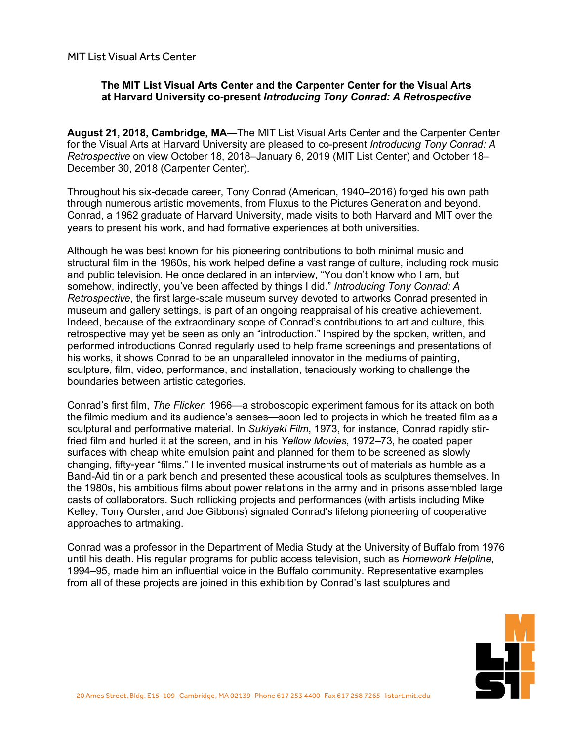MIT List Visual Arts Center

**The MIT List Visual Arts Center and the Carpenter Center for the Visual Arts at Harvard University co-present *Introducing Tony Conrad: A Retrospective***

**August 21, 2018, Cambridge, MA**—The MIT List Visual Arts Center and the Carpenter Center for the Visual Arts at Harvard University are pleased to co-present *Introducing Tony Conrad: A Retrospective* on view October 18, 2018–January 6, 2019 (MIT List Center) and October 18–December 30, 2018 (Carpenter Center).

Throughout his six-decade career, Tony Conrad (American, 1940–2016) forged his own path through numerous artistic movements, from Fluxus to the Pictures Generation and beyond. Conrad, a 1962 graduate of Harvard University, made visits to both Harvard and MIT over the years to present his work, and had formative experiences at both universities.

Although he was best known for his pioneering contributions to both minimal music and structural film in the 1960s, his work helped define a vast range of culture, including rock music and public television. He once declared in an interview, "You don't know who I am, but somehow, indirectly, you've been affected by things I did." *Introducing Tony Conrad: A Retrospective*, the first large-scale museum survey devoted to artworks Conrad presented in museum and gallery settings, is part of an ongoing reappraisal of his creative achievement. Indeed, because of the extraordinary scope of Conrad's contributions to art and culture, this retrospective may yet be seen as only an "introduction." Inspired by the spoken, written, and performed introductions Conrad regularly used to help frame screenings and presentations of his works, it shows Conrad to be an unparalleled innovator in the mediums of painting, sculpture, film, video, performance, and installation, tenaciously working to challenge the boundaries between artistic categories.

Conrad's first film, *The Flicker*, 1966—a stroboscopic experiment famous for its attack on both the filmic medium and its audience's senses—soon led to projects in which he treated film as a sculptural and performative material. In *Sukiyaki Film*, 1973, for instance, Conrad rapidly stir-fried film and hurled it at the screen, and in his *Yellow Movies*, 1972–73, he coated paper surfaces with cheap white emulsion paint and planned for them to be screened as slowly changing, fifty-year "films." He invented musical instruments out of materials as humble as a Band-Aid tin or a park bench and presented these acoustical tools as sculptures themselves. In the 1980s, his ambitious films about power relations in the army and in prisons assembled large casts of collaborators. Such rollicking projects and performances (with artists including Mike Kelley, Tony Oursler, and Joe Gibbons) signaled Conrad's lifelong pioneering of cooperative approaches to artmaking.

Conrad was a professor in the Department of Media Study at the University of Buffalo from 1976 until his death. His regular programs for public access television, such as *Homework Helpline*, 1994–95, made him an influential voice in the Buffalo community. Representative examples from all of these projects are joined in this exhibition by Conrad's last sculptures and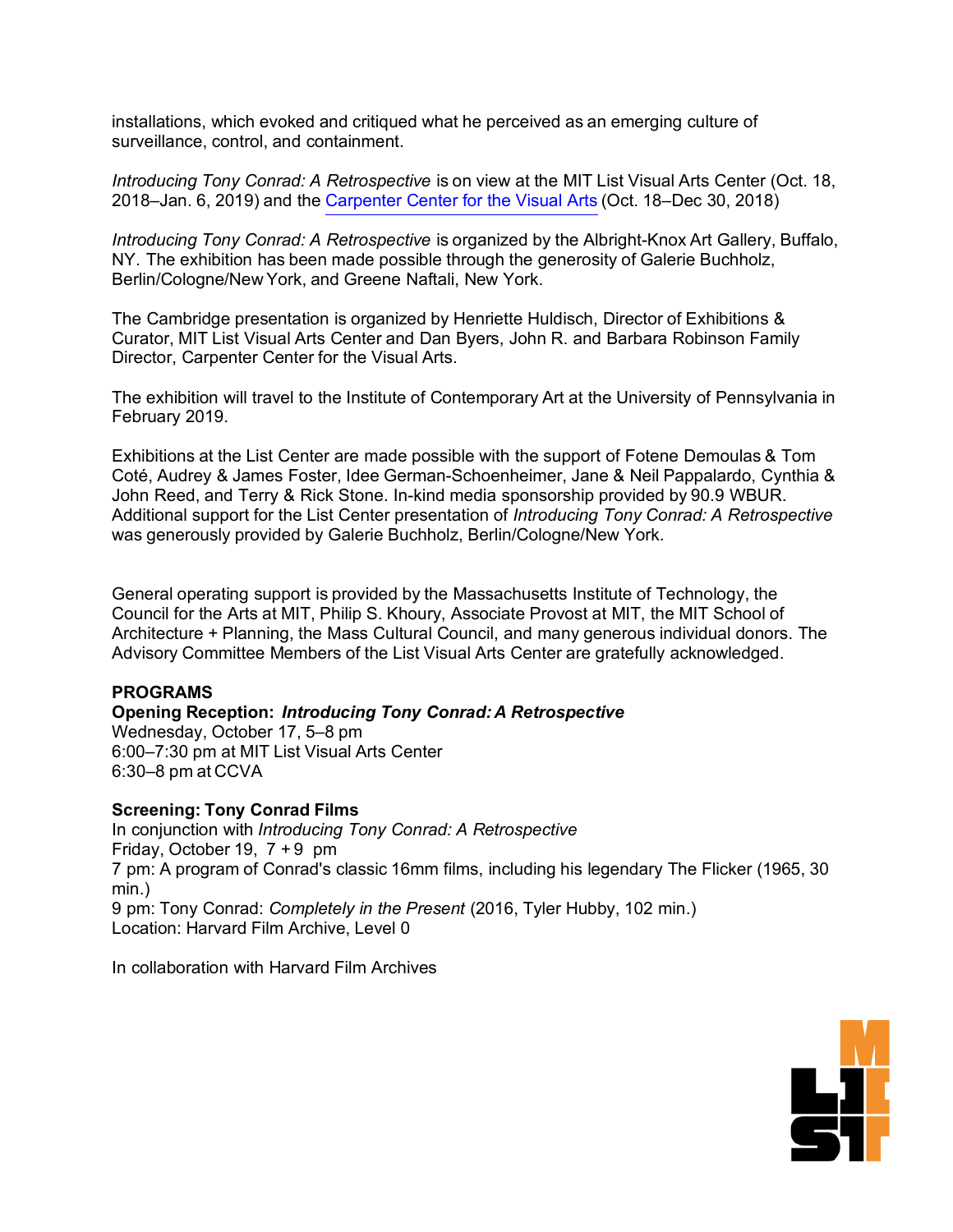installations, which evoked and critiqued what he perceived as an emerging culture of surveillance, control, and containment.

*Introducing Tony Conrad: A Retrospective* is on view at the MIT List Visual Arts Center (Oct. 18, 2018–Jan. 6, 2019) and the Carpenter Center for the Visual Arts (Oct. 18–Dec 30, 2018)

*Introducing Tony Conrad: A Retrospective* is organized by the Albright-Knox Art Gallery, Buffalo, NY. The exhibition has been made possible through the generosity of Galerie Buchholz, Berlin/Cologne/New York, and Greene Naftali, New York.

The Cambridge presentation is organized by Henriette Huldisch, Director of Exhibitions & Curator, MIT List Visual Arts Center and Dan Byers, John R. and Barbara Robinson Family Director, Carpenter Center for the Visual Arts.

The exhibition will travel to the Institute of Contemporary Art at the University of Pennsylvania in February 2019.

Exhibitions at the List Center are made possible with the support of Fotene Demoulas & Tom Coté, Audrey & James Foster, Idee German-Schoenheimer, Jane & Neil Pappalardo, Cynthia & John Reed, and Terry & Rick Stone. In-kind media sponsorship provided by 90.9 WBUR. Additional support for the List Center presentation of *Introducing Tony Conrad: A Retrospective* was generously provided by Galerie Buchholz, Berlin/Cologne/New York.

General operating support is provided by the Massachusetts Institute of Technology, the Council for the Arts at MIT, Philip S. Khoury, Associate Provost at MIT, the MIT School of Architecture + Planning, the Mass Cultural Council, and many generous individual donors. The Advisory Committee Members of the List Visual Arts Center are gratefully acknowledged.

**PROGRAMS**

**Opening Reception: *Introducing Tony Conrad: A Retrospective***
Wednesday, October 17, 5–8 pm
6:00–7:30 pm at MIT List Visual Arts Center
6:30–8 pm at CCVA

**Screening: Tony Conrad Films**
In conjunction with *Introducing Tony Conrad: A Retrospective*
Friday, October 19, 7 + 9 pm
7 pm: A program of Conrad's classic 16mm films, including his legendary The Flicker (1965, 30 min.)
9 pm: Tony Conrad: *Completely in the Present* (2016, Tyler Hubby, 102 min.)
Location: Harvard Film Archive, Level 0

In collaboration with Harvard Film Archives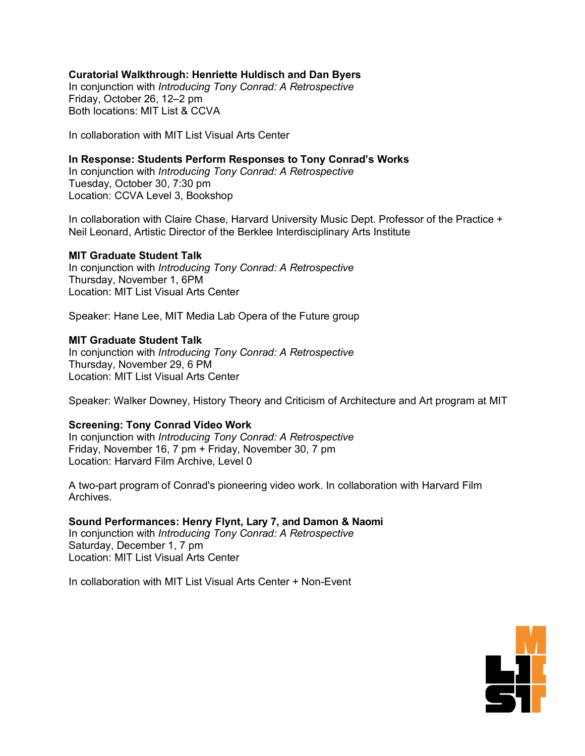**Curatorial Walkthrough: Henriette Huldisch and Dan Byers**
In conjunction with *Introducing Tony Conrad: A Retrospective*
Friday, October 26, 12–2 pm
Both locations: MIT List & CCVA

In collaboration with MIT List Visual Arts Center

**In Response: Students Perform Responses to Tony Conrad's Works**
In conjunction with *Introducing Tony Conrad: A Retrospective*
Tuesday, October 30, 7:30 pm
Location: CCVA Level 3, Bookshop

In collaboration with Claire Chase, Harvard University Music Dept. Professor of the Practice + Neil Leonard, Artistic Director of the Berklee Interdisciplinary Arts Institute

**MIT Graduate Student Talk**
In conjunction with *Introducing Tony Conrad: A Retrospective*
Thursday, November 1, 6PM
Location: MIT List Visual Arts Center

Speaker: Hane Lee, MIT Media Lab Opera of the Future group

**MIT Graduate Student Talk**
In conjunction with *Introducing Tony Conrad: A Retrospective*
Thursday, November 29, 6 PM
Location: MIT List Visual Arts Center

Speaker: Walker Downey, History Theory and Criticism of Architecture and Art program at MIT

**Screening: Tony Conrad Video Work**
In conjunction with *Introducing Tony Conrad: A Retrospective*
Friday, November 16, 7 pm + Friday, November 30, 7 pm
Location: Harvard Film Archive, Level 0

A two-part program of Conrad's pioneering video work. In collaboration with Harvard Film Archives.

**Sound Performances: Henry Flynt, Lary 7, and Damon & Naomi**
In conjunction with *Introducing Tony Conrad: A Retrospective*
Saturday, December 1, 7 pm
Location: MIT List Visual Arts Center

In collaboration with MIT List Visual Arts Center + Non-Event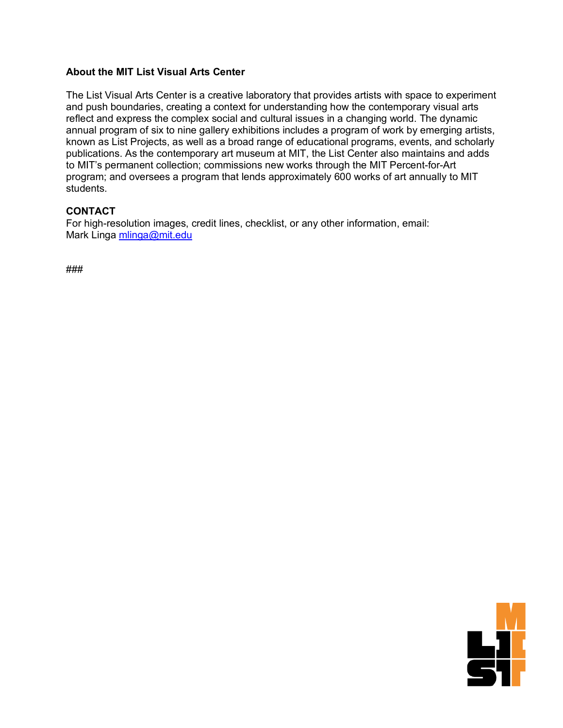**About the MIT List Visual Arts Center**

The List Visual Arts Center is a creative laboratory that provides artists with space to experiment and push boundaries, creating a context for understanding how the contemporary visual arts reflect and express the complex social and cultural issues in a changing world. The dynamic annual program of six to nine gallery exhibitions includes a program of work by emerging artists, known as List Projects, as well as a broad range of educational programs, events, and scholarly publications. As the contemporary art museum at MIT, the List Center also maintains and adds to MIT's permanent collection; commissions new works through the MIT Percent-for-Art program; and oversees a program that lends approximately 600 works of art annually to MIT students.

**CONTACT**
For high-resolution images, credit lines, checklist, or any other information, email:
Mark Linga mlinga@mit.edu

###